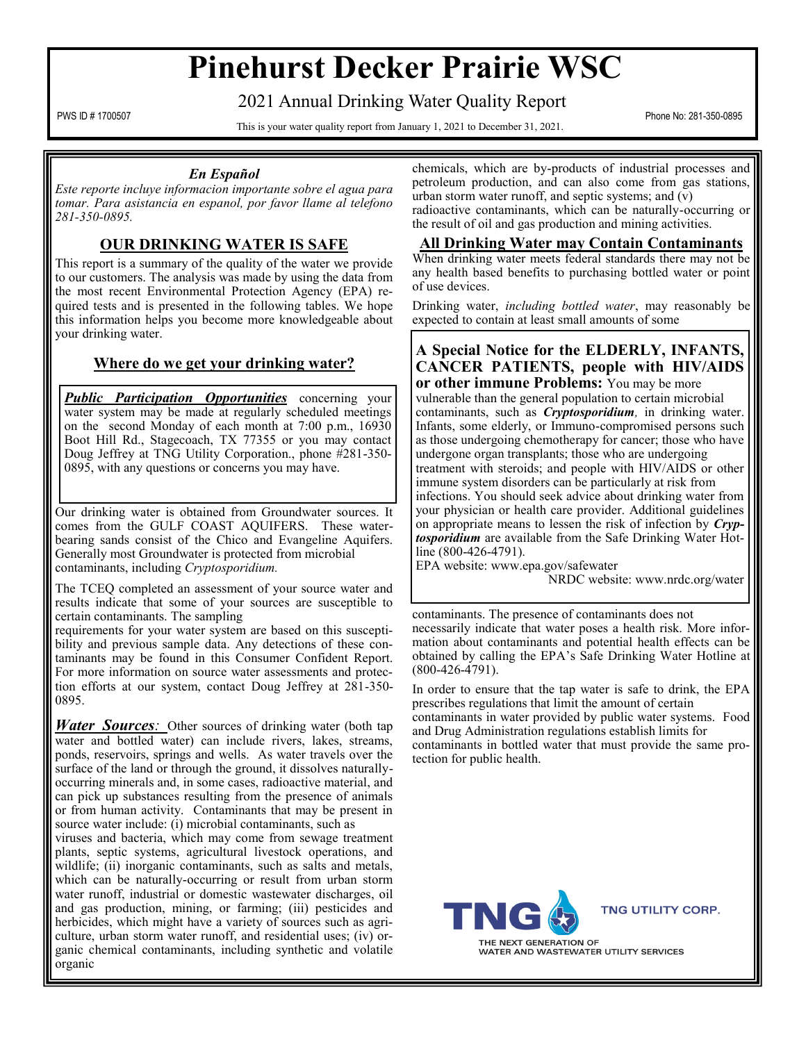# Pinehurst Decker Prairie WSC

2021 Annual Drinking Water Quality Report

PWS ID # 1700507

Phone No: 281-350-0895

This is your water quality report from January 1, 2021 to December 31, 2021.

### *En Español*

*Este reporte incluye informacion importante sobre el agua para tomar. Para asistancia en espanol, por favor llame al telefono 281-350-0895.*

## OUR DRINKING WATER IS SAFE

This report is a summary of the quality of the water we provide to our customers. The analysis was made by using the data from the most recent Environmental Protection Agency (EPA) required tests and is presented in the following tables. We hope this information helps you become more knowledgeable about your drinking water.

## Where do we get your drinking water?

***Public Participation Opportunities*** concerning your water system may be made at regularly scheduled meetings on the second Monday of each month at 7:00 p.m., 16930 Boot Hill Rd., Stagecoach, TX 77355 or you may contact Doug Jeffrey at TNG Utility Corporation., phone #281-350-0895, with any questions or concerns you may have.

Our drinking water is obtained from Groundwater sources. It comes from the GULF COAST AQUIFERS. These water-bearing sands consist of the Chico and Evangeline Aquifers. Generally most Groundwater is protected from microbial contaminants, including *Cryptosporidium.*

The TCEQ completed an assessment of your source water and results indicate that some of your sources are susceptible to certain contaminants. The sampling requirements for your water system are based on this susceptibility and previous sample data. Any detections of these contaminants may be found in this Consumer Confident Report. For more information on source water assessments and protection efforts at our system, contact Doug Jeffrey at 281-350-0895.

***Water Sources:*** Other sources of drinking water (both tap water and bottled water) can include rivers, lakes, streams, ponds, reservoirs, springs and wells. As water travels over the surface of the land or through the ground, it dissolves naturally-occurring minerals and, in some cases, radioactive material, and can pick up substances resulting from the presence of animals or from human activity. Contaminants that may be present in source water include: (i) microbial contaminants, such as viruses and bacteria, which may come from sewage treatment plants, septic systems, agricultural livestock operations, and wildlife; (ii) inorganic contaminants, such as salts and metals, which can be naturally-occurring or result from urban storm water runoff, industrial or domestic wastewater discharges, oil and gas production, mining, or farming; (iii) pesticides and herbicides, which might have a variety of sources such as agriculture, urban storm water runoff, and residential uses; (iv) organic chemical contaminants, including synthetic and volatile organic chemicals, which are by-products of industrial processes and petroleum production, and can also come from gas stations, urban storm water runoff, and septic systems; and (v) radioactive contaminants, which can be naturally-occurring or the result of oil and gas production and mining activities.

## All Drinking Water may Contain Contaminants

When drinking water meets federal standards there may not be any health based benefits to purchasing bottled water or point of use devices.

Drinking water, *including bottled water*, may reasonably be expected to contain at least small amounts of some contaminants. The presence of contaminants does not necessarily indicate that water poses a health risk. More information about contaminants and potential health effects can be obtained by calling the EPA's Safe Drinking Water Hotline at (800-426-4791).

In order to ensure that the tap water is safe to drink, the EPA prescribes regulations that limit the amount of certain contaminants in water provided by public water systems. Food and Drug Administration regulations establish limits for contaminants in bottled water that must provide the same protection for public health.

**A Special Notice for the ELDERLY, INFANTS, CANCER PATIENTS, people with HIV/AIDS or other immune Problems:** You may be more vulnerable than the general population to certain microbial contaminants, such as ***Cryptosporidium***, in drinking water. Infants, some elderly, or Immuno-compromised persons such as those undergoing chemotherapy for cancer; those who have undergone organ transplants; those who are undergoing treatment with steroids; and people with HIV/AIDS or other immune system disorders can be particularly at risk from infections. You should seek advice about drinking water from your physician or health care provider. Additional guidelines on appropriate means to lessen the risk of infection by ***Cryptosporidium*** are available from the Safe Drinking Water Hotline (800-426-4791).

EPA website: www.epa.gov/safewater

NRDC website: www.nrdc.org/water

TNG UTILITY CORP.

THE NEXT GENERATION OF WATER AND WASTEWATER UTILITY SERVICES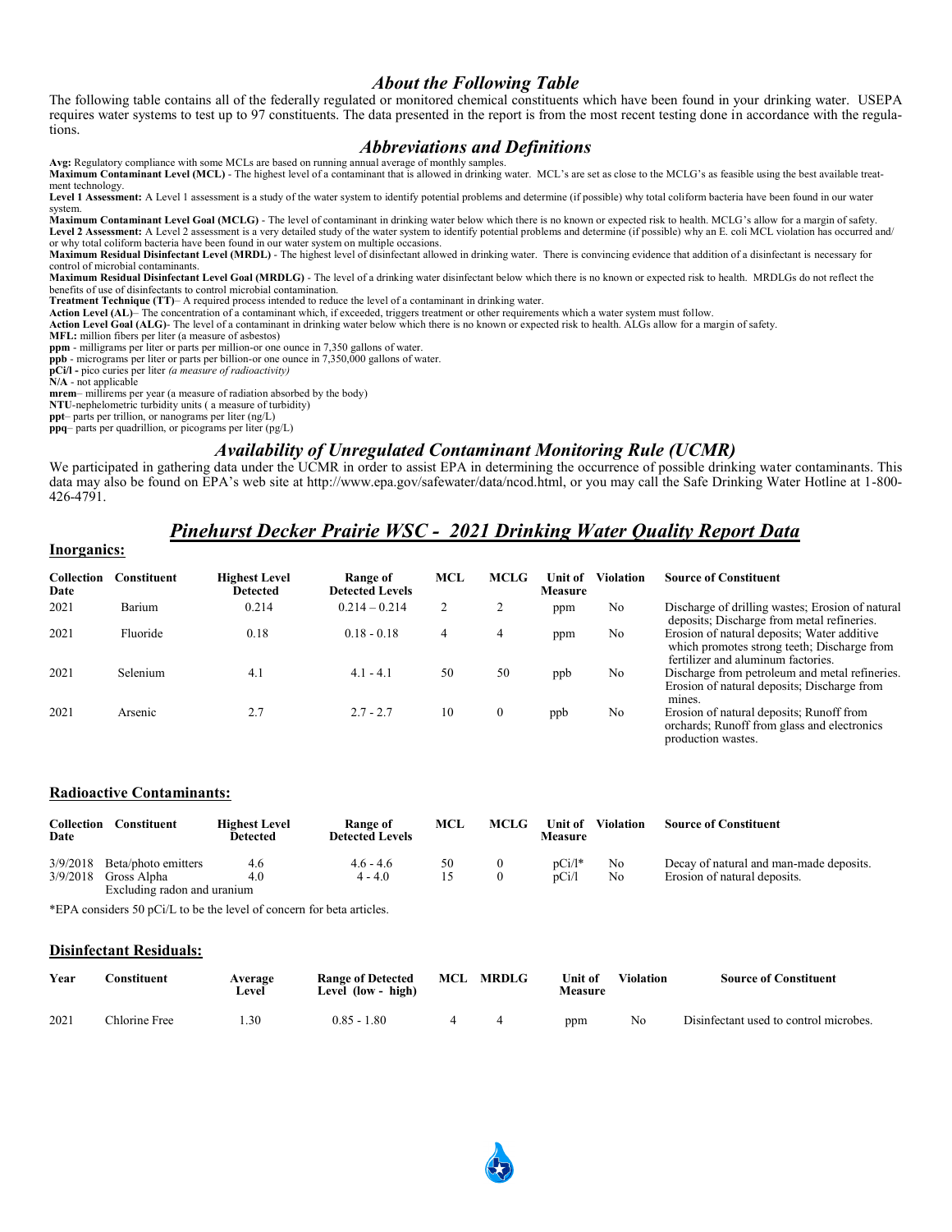## *About the Following Table*

The following table contains all of the federally regulated or monitored chemical constituents which have been found in your drinking water. USEPA requires water systems to test up to 97 constituents. The data presented in the report is from the most recent testing done in accordance with the regulations.

## *Abbreviations and Definitions*

**Avg:** Regulatory compliance with some MCLs are based on running annual average of monthly samples.
**Maximum Contaminant Level (MCL)** - The highest level of a contaminant that is allowed in drinking water. MCL's are set as close to the MCLG's as feasible using the best available treatment technology.
**Level 1 Assessment:** A Level 1 assessment is a study of the water system to identify potential problems and determine (if possible) why total coliform bacteria have been found in our water system.
**Maximum Contaminant Level Goal (MCLG)** - The level of contaminant in drinking water below which there is no known or expected risk to health. MCLG's allow for a margin of safety.
**Level 2 Assessment:** A Level 2 assessment is a very detailed study of the water system to identify potential problems and determine (if possible) why an E. coli MCL violation has occurred and/or why total coliform bacteria have been found in our water system on multiple occasions.
**Maximum Residual Disinfectant Level (MRDL)** - The highest level of disinfectant allowed in drinking water. There is convincing evidence that addition of a disinfectant is necessary for control of microbial contaminants.
**Maximum Residual Disinfectant Level Goal (MRDLG)** - The level of a drinking water disinfectant below which there is no known or expected risk to health. MRDLGs do not reflect the benefits of use of disinfectants to control microbial contamination.
**Treatment Technique (TT)**– A required process intended to reduce the level of a contaminant in drinking water.
**Action Level (AL)**– The concentration of a contaminant which, if exceeded, triggers treatment or other requirements which a water system must follow.
**Action Level Goal (ALG)**- The level of a contaminant in drinking water below which there is no known or expected risk to health. ALGs allow for a margin of safety.
**MFL:** million fibers per liter (a measure of asbestos)
**ppm** - milligrams per liter or parts per million-or one ounce in 7,350 gallons of water.
**ppb** - micrograms per liter or parts per billion-or one ounce in 7,350,000 gallons of water.
**pCi/l -** pico curies per liter *(a measure of radioactivity)*
**N/A** - not applicable
**mrem**– millirems per year (a measure of radiation absorbed by the body)
**NTU**-nephelometric turbidity units ( a measure of turbidity)
**ppt**– parts per trillion, or nanograms per liter (ng/L)
**ppq**– parts per quadrillion, or picograms per liter (pg/L)

## *Availability of Unregulated Contaminant Monitoring Rule (UCMR)*

We participated in gathering data under the UCMR in order to assist EPA in determining the occurrence of possible drinking water contaminants. This data may also be found on EPA's web site at http://www.epa.gov/safewater/data/ncod.html, or you may call the Safe Drinking Water Hotline at 1-800-426-4791.

# *Pinehurst Decker Prairie WSC - 2021 Drinking Water Quality Report Data*

### Inorganics:

| Collection Date | Constituent | Highest Level Detected | Range of Detected Levels | MCL | MCLG | Unit of Measure | Violation | Source of Constituent |
|---|---|---|---|---|---|---|---|---|
| 2021 | Barium | 0.214 | 0.214 – 0.214 | 2 | 2 | ppm | No | Discharge of drilling wastes; Erosion of natural deposits; Discharge from metal refineries. |
| 2021 | Fluoride | 0.18 | 0.18 - 0.18 | 4 | 4 | ppm | No | Erosion of natural deposits; Water additive which promotes strong teeth; Discharge from fertilizer and aluminum factories. |
| 2021 | Selenium | 4.1 | 4.1 - 4.1 | 50 | 50 | ppb | No | Discharge from petroleum and metal refineries. Erosion of natural deposits; Discharge from mines. |
| 2021 | Arsenic | 2.7 | 2.7 - 2.7 | 10 | 0 | ppb | No | Erosion of natural deposits; Runoff from orchards; Runoff from glass and electronics production wastes. |

### Radioactive Contaminants:

| Collection Date | Constituent | Highest Level Detected | Range of Detected Levels | MCL | MCLG | Unit of Measure | Violation | Source of Constituent |
|---|---|---|---|---|---|---|---|---|
| 3/9/2018 | Beta/photo emitters | 4.6 | 4.6 - 4.6 | 50 | 0 | pCi/l* | No | Decay of natural and man-made deposits. |
| 3/9/2018 | Gross Alpha Excluding radon and uranium | 4.0 | 4 - 4.0 | 15 | 0 | pCi/l | No | Erosion of natural deposits. |

*EPA considers 50 pCi/L to be the level of concern for beta articles.

### Disinfectant Residuals:

| Year | Constituent | Average Level | Range of Detected Level (low - high) | MCL | MRDLG | Unit of Measure | Violation | Source of Constituent |
|---|---|---|---|---|---|---|---|---|
| 2021 | Chlorine Free | 1.30 | 0.85 - 1.80 | 4 | 4 | ppm | No | Disinfectant used to control microbes. |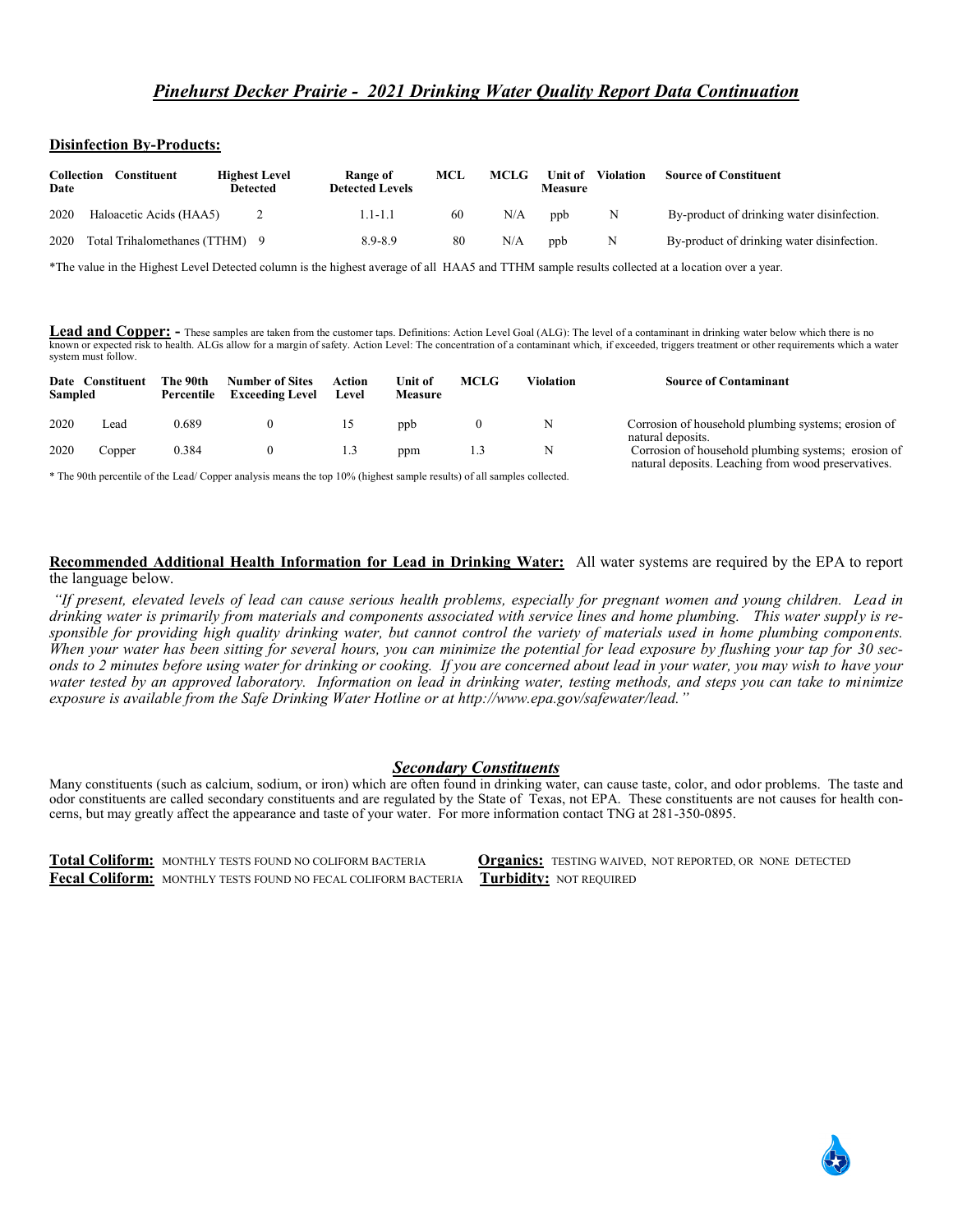## *Pinehurst Decker Prairie - 2021 Drinking Water Quality Report Data Continuation*

**Disinfection By-Products:**

| Collection Date | Constituent | Highest Level Detected | Range of Detected Levels | MCL | MCLG | Unit of Measure | Violation | Source of Constituent |
|---|---|---|---|---|---|---|---|---|
| 2020 | Haloacetic Acids (HAA5) | 2 | 1.1-1.1 | 60 | N/A | ppb | N | By-product of drinking water disinfection. |
| 2020 | Total Trihalomethanes (TTHM) | 9 | 8.9-8.9 | 80 | N/A | ppb | N | By-product of drinking water disinfection. |

*The value in the Highest Level Detected column is the highest average of all HAA5 and TTHM sample results collected at a location over a year.

**Lead and Copper: -** These samples are taken from the customer taps. Definitions: Action Level Goal (ALG): The level of a contaminant in drinking water below which there is no known or expected risk to health. ALGs allow for a margin of safety. Action Level: The concentration of a contaminant which, if exceeded, triggers treatment or other requirements which a water system must follow.

| Date Sampled | Constituent | The 90th Percentile | Number of Sites Exceeding Level | Action Level | Unit of Measure | MCLG | Violation | Source of Contaminant |
|---|---|---|---|---|---|---|---|---|
| 2020 | Lead | 0.689 | 0 | 15 | ppb | 0 | N | Corrosion of household plumbing systems; erosion of natural deposits. |
| 2020 | Copper | 0.384 | 0 | 1.3 | ppm | 1.3 | N | Corrosion of household plumbing systems; erosion of natural deposits. Leaching from wood preservatives. |

* The 90th percentile of the Lead/ Copper analysis means the top 10% (highest sample results) of all samples collected.

**Recommended Additional Health Information for Lead in Drinking Water:** All water systems are required by the EPA to report the language below.

*"If present, elevated levels of lead can cause serious health problems, especially for pregnant women and young children. Lead in drinking water is primarily from materials and components associated with service lines and home plumbing. This water supply is responsible for providing high quality drinking water, but cannot control the variety of materials used in home plumbing components. When your water has been sitting for several hours, you can minimize the potential for lead exposure by flushing your tap for 30 seconds to 2 minutes before using water for drinking or cooking. If you are concerned about lead in your water, you may wish to have your water tested by an approved laboratory. Information on lead in drinking water, testing methods, and steps you can take to minimize exposure is available from the Safe Drinking Water Hotline or at http://www.epa.gov/safewater/lead."*

### *Secondary Constituents*

Many constituents (such as calcium, sodium, or iron) which are often found in drinking water, can cause taste, color, and odor problems. The taste and odor constituents are called secondary constituents and are regulated by the State of Texas, not EPA. These constituents are not causes for health concerns, but may greatly affect the appearance and taste of your water. For more information contact TNG at 281-350-0895.

**Total Coliform:** MONTHLY TESTS FOUND NO COLIFORM BACTERIA

**Fecal Coliform:** MONTHLY TESTS FOUND NO FECAL COLIFORM BACTERIA

**Organics:** TESTING WAIVED, NOT REPORTED, OR NONE DETECTED

**Turbidity:** NOT REQUIRED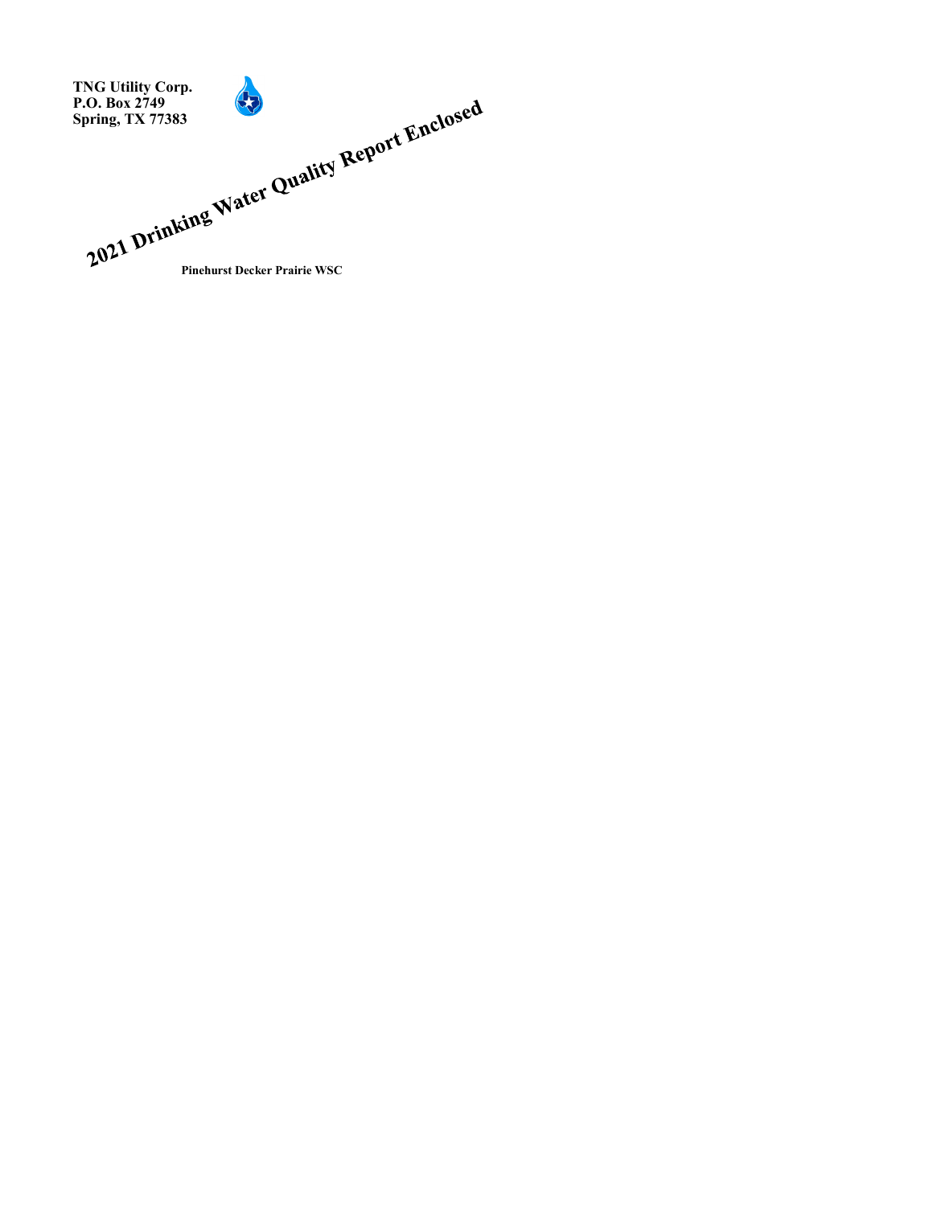**TNG Utility Corp.**
**P.O. Box 2749**
**Spring, TX 77383**

**2021 Drinking Water Quality Report Enclosed**

**Pinehurst Decker Prairie WSC**